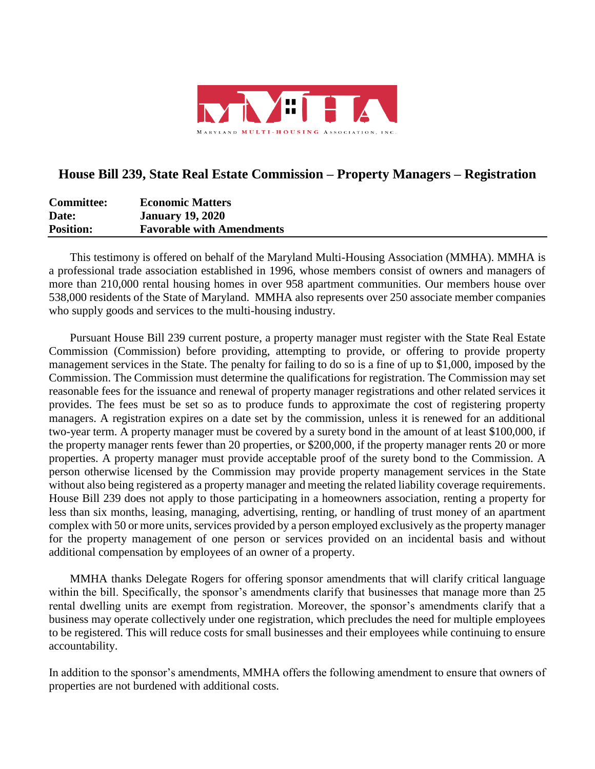MARYLAND MULTI-HOUSING ASSOCIATION, INC.

## House Bill 239, State Real Estate Commission – Property Managers – Registration

**Committee:** **Economic Matters**
**Date:** **January 19, 2020**
**Position:** **Favorable with Amendments**

This testimony is offered on behalf of the Maryland Multi-Housing Association (MMHA). MMHA is a professional trade association established in 1996, whose members consist of owners and managers of more than 210,000 rental housing homes in over 958 apartment communities. Our members house over 538,000 residents of the State of Maryland. MMHA also represents over 250 associate member companies who supply goods and services to the multi-housing industry.

Pursuant House Bill 239 current posture, a property manager must register with the State Real Estate Commission (Commission) before providing, attempting to provide, or offering to provide property management services in the State. The penalty for failing to do so is a fine of up to $1,000, imposed by the Commission. The Commission must determine the qualifications for registration. The Commission may set reasonable fees for the issuance and renewal of property manager registrations and other related services it provides. The fees must be set so as to produce funds to approximate the cost of registering property managers. A registration expires on a date set by the commission, unless it is renewed for an additional two-year term. A property manager must be covered by a surety bond in the amount of at least $100,000, if the property manager rents fewer than 20 properties, or $200,000, if the property manager rents 20 or more properties. A property manager must provide acceptable proof of the surety bond to the Commission. A person otherwise licensed by the Commission may provide property management services in the State without also being registered as a property manager and meeting the related liability coverage requirements. House Bill 239 does not apply to those participating in a homeowners association, renting a property for less than six months, leasing, managing, advertising, renting, or handling of trust money of an apartment complex with 50 or more units, services provided by a person employed exclusively as the property manager for the property management of one person or services provided on an incidental basis and without additional compensation by employees of an owner of a property.

MMHA thanks Delegate Rogers for offering sponsor amendments that will clarify critical language within the bill. Specifically, the sponsor's amendments clarify that businesses that manage more than 25 rental dwelling units are exempt from registration. Moreover, the sponsor's amendments clarify that a business may operate collectively under one registration, which precludes the need for multiple employees to be registered. This will reduce costs for small businesses and their employees while continuing to ensure accountability.

In addition to the sponsor's amendments, MMHA offers the following amendment to ensure that owners of properties are not burdened with additional costs.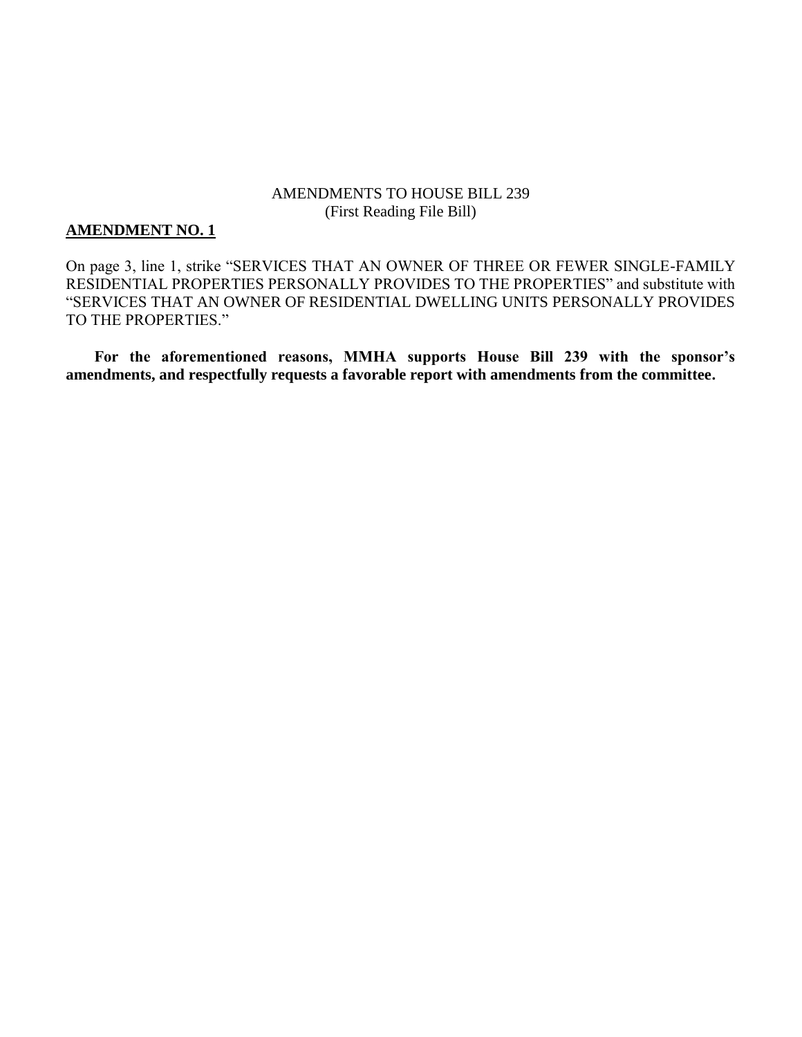AMENDMENTS TO HOUSE BILL 239
(First Reading File Bill)

**AMENDMENT NO. 1**

On page 3, line 1, strike "SERVICES THAT AN OWNER OF THREE OR FEWER SINGLE-FAMILY RESIDENTIAL PROPERTIES PERSONALLY PROVIDES TO THE PROPERTIES" and substitute with "SERVICES THAT AN OWNER OF RESIDENTIAL DWELLING UNITS PERSONALLY PROVIDES TO THE PROPERTIES."

**For the aforementioned reasons, MMHA supports House Bill 239 with the sponsor's amendments, and respectfully requests a favorable report with amendments from the committee.**